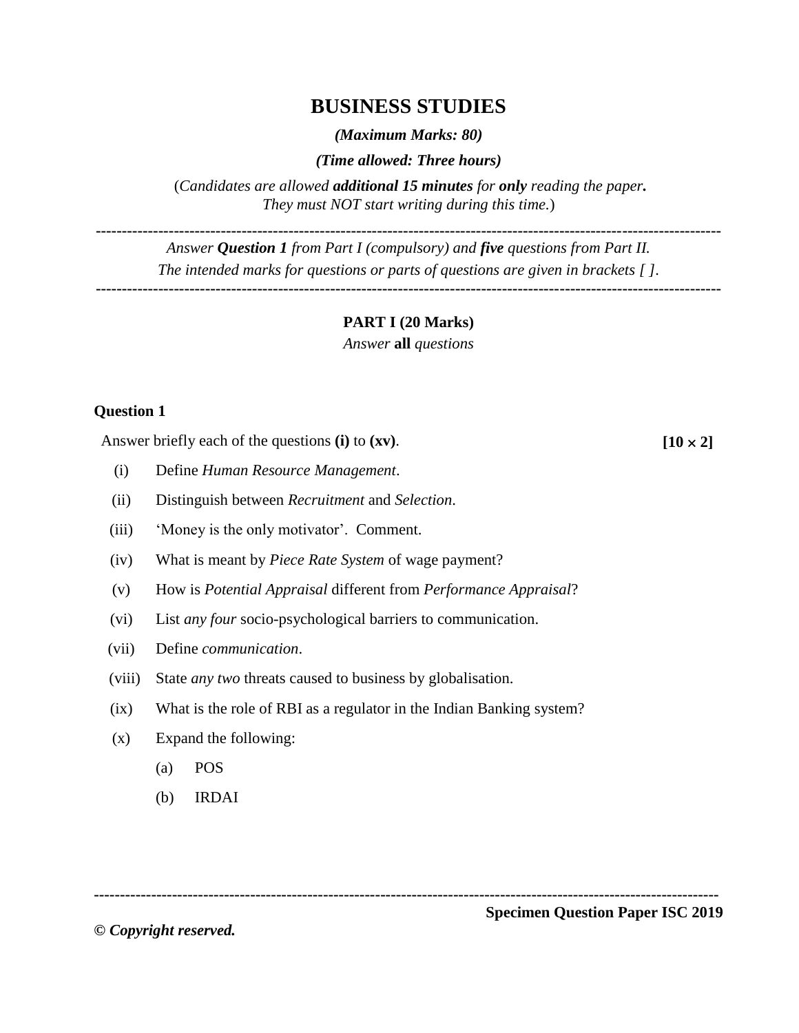# BUSINESS STUDIES

***(Maximum Marks: 80)***

***(Time allowed: Three hours)***

(*Candidates are allowed* ***additional 15 minutes*** *for* ***only*** *reading the paper.* *They must NOT start writing during this time.*)

---

*Answer* ***Question 1*** *from Part I (compulsory) and* ***five*** *questions from Part II.*
*The intended marks for questions or parts of questions are given in brackets [ ].*

---

## PART I (20 Marks)

*Answer* **all** *questions*

### Question 1

Answer briefly each of the questions **(i)** to **(xv)**. **[10 × 2]**

(i) Define *Human Resource Management*.

(ii) Distinguish between *Recruitment* and *Selection*.

(iii) 'Money is the only motivator'. Comment.

(iv) What is meant by *Piece Rate System* of wage payment?

(v) How is *Potential Appraisal* different from *Performance Appraisal*?

(vi) List *any four* socio-psychological barriers to communication.

(vii) Define *communication*.

(viii) State *any two* threats caused to business by globalisation.

(ix) What is the role of RBI as a regulator in the Indian Banking system?

(x) Expand the following:

(a) POS

(b) IRDAI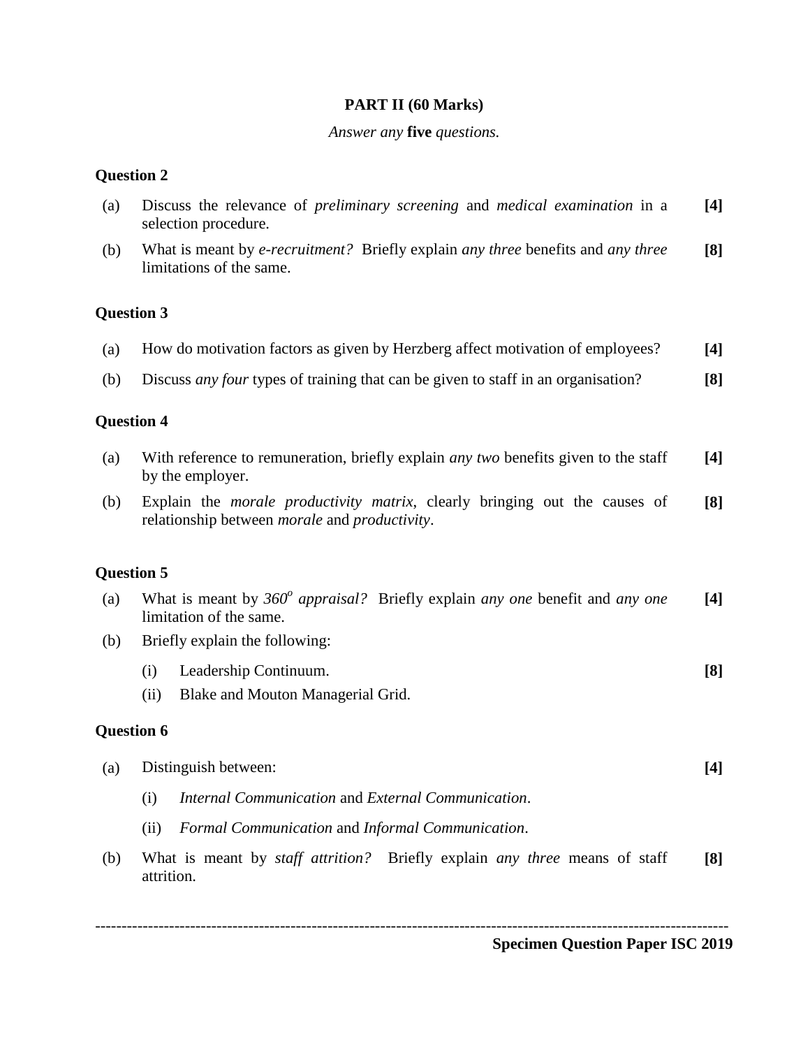## PART II (60 Marks)

*Answer any* **five** *questions.*

### Question 2

(a) Discuss the relevance of *preliminary screening* and *medical examination* in a selection procedure. **[4]**

(b) What is meant by *e-recruitment?* Briefly explain *any three* benefits and *any three* limitations of the same. **[8]**

### Question 3

(a) How do motivation factors as given by Herzberg affect motivation of employees? **[4]**

(b) Discuss *any four* types of training that can be given to staff in an organisation? **[8]**

### Question 4

(a) With reference to remuneration, briefly explain *any two* benefits given to the staff by the employer. **[4]**

(b) Explain the *morale productivity matrix*, clearly bringing out the causes of relationship between *morale* and *productivity*. **[8]**

### Question 5

(a) What is meant by *$360^o$ appraisal?* Briefly explain *any one* benefit and *any one* limitation of the same. **[4]**

(b) Briefly explain the following: **[8]**

(i) Leadership Continuum.

(ii) Blake and Mouton Managerial Grid.

### Question 6

(a) Distinguish between: **[4]**

(i) *Internal Communication* and *External Communication*.

(ii) *Formal Communication* and *Informal Communication*.

(b) What is meant by *staff attrition?* Briefly explain *any three* means of staff attrition. **[8]**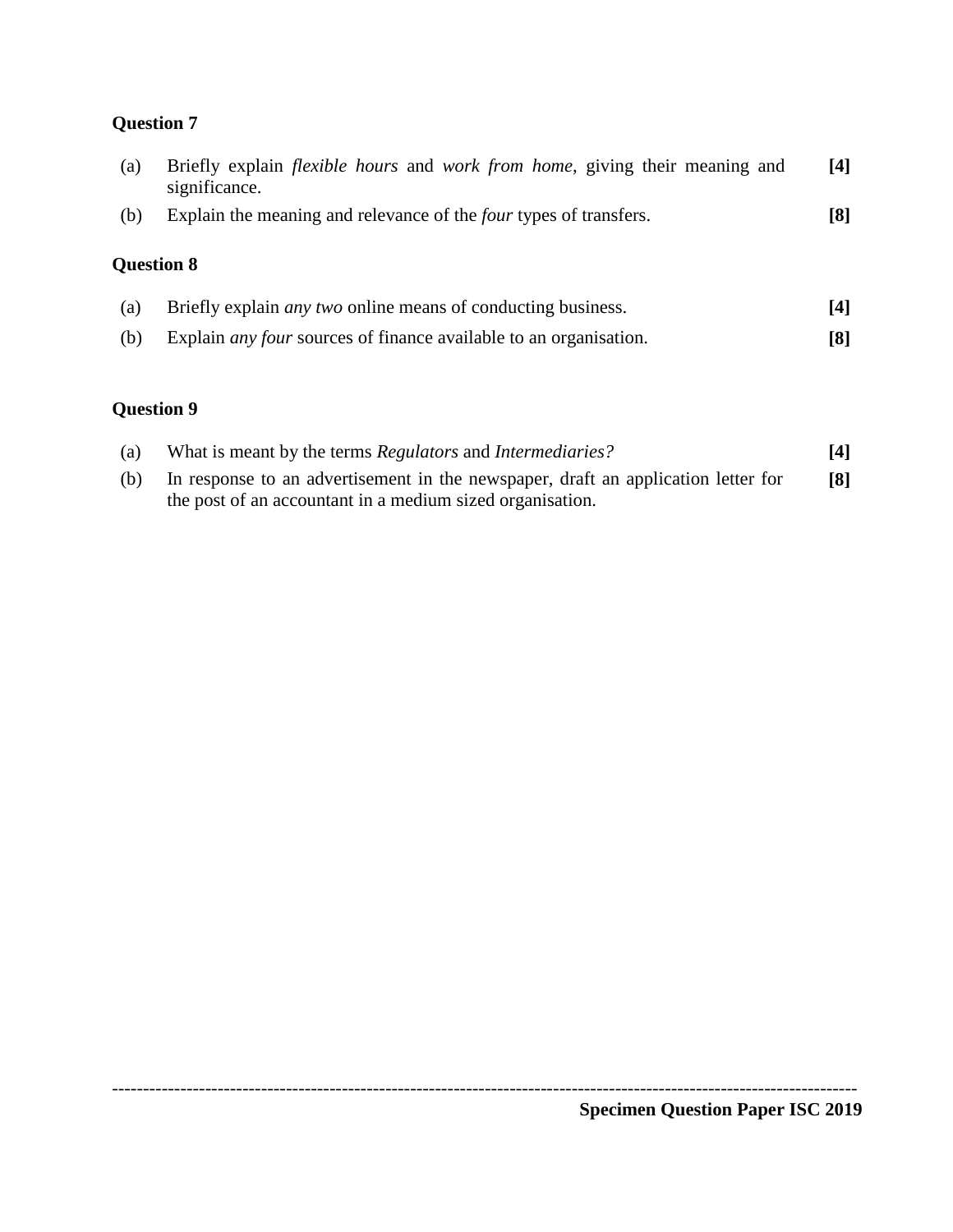**Question 7**

(a) Briefly explain *flexible hours* and *work from home*, giving their meaning and significance. **[4]**

(b) Explain the meaning and relevance of the *four* types of transfers. **[8]**

**Question 8**

(a) Briefly explain *any two* online means of conducting business. **[4]**

(b) Explain *any four* sources of finance available to an organisation. **[8]**

**Question 9**

(a) What is meant by the terms *Regulators* and *Intermediaries?* **[4]**

(b) In response to an advertisement in the newspaper, draft an application letter for the post of an accountant in a medium sized organisation. **[8]**